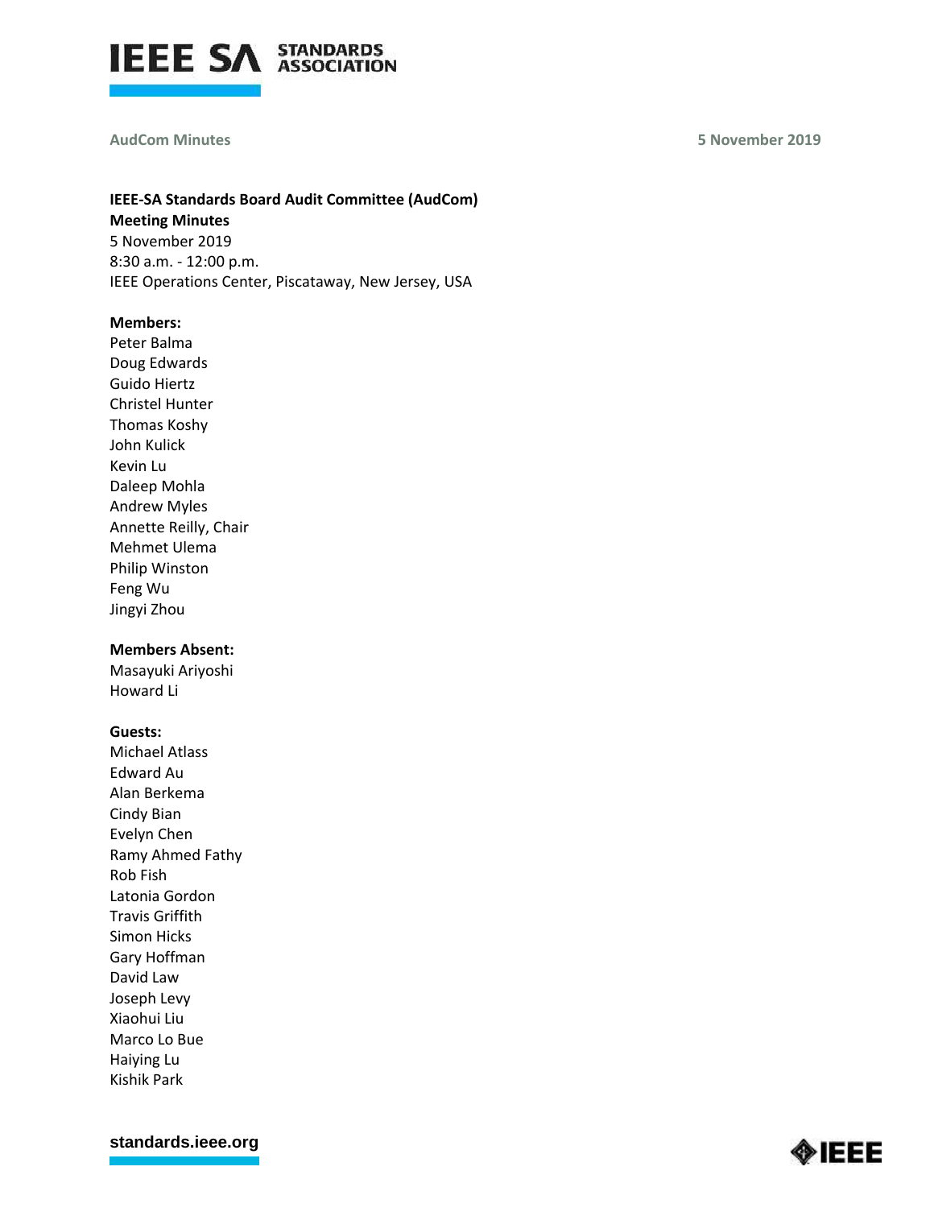**IEEE-SA Standards Board Audit Committee (AudCom)**
**Meeting Minutes**
5 November 2019
8:30 a.m. - 12:00 p.m.
IEEE Operations Center, Piscataway, New Jersey, USA

**Members:**
Peter Balma
Doug Edwards
Guido Hiertz
Christel Hunter
Thomas Koshy
John Kulick
Kevin Lu
Daleep Mohla
Andrew Myles
Annette Reilly, Chair
Mehmet Ulema
Philip Winston
Feng Wu
Jingyi Zhou

**Members Absent:**
Masayuki Ariyoshi
Howard Li

**Guests:**
Michael Atlass
Edward Au
Alan Berkema
Cindy Bian
Evelyn Chen
Ramy Ahmed Fathy
Rob Fish
Latonia Gordon
Travis Griffith
Simon Hicks
Gary Hoffman
David Law
Joseph Levy
Xiaohui Liu
Marco Lo Bue
Haiying Lu
Kishik Park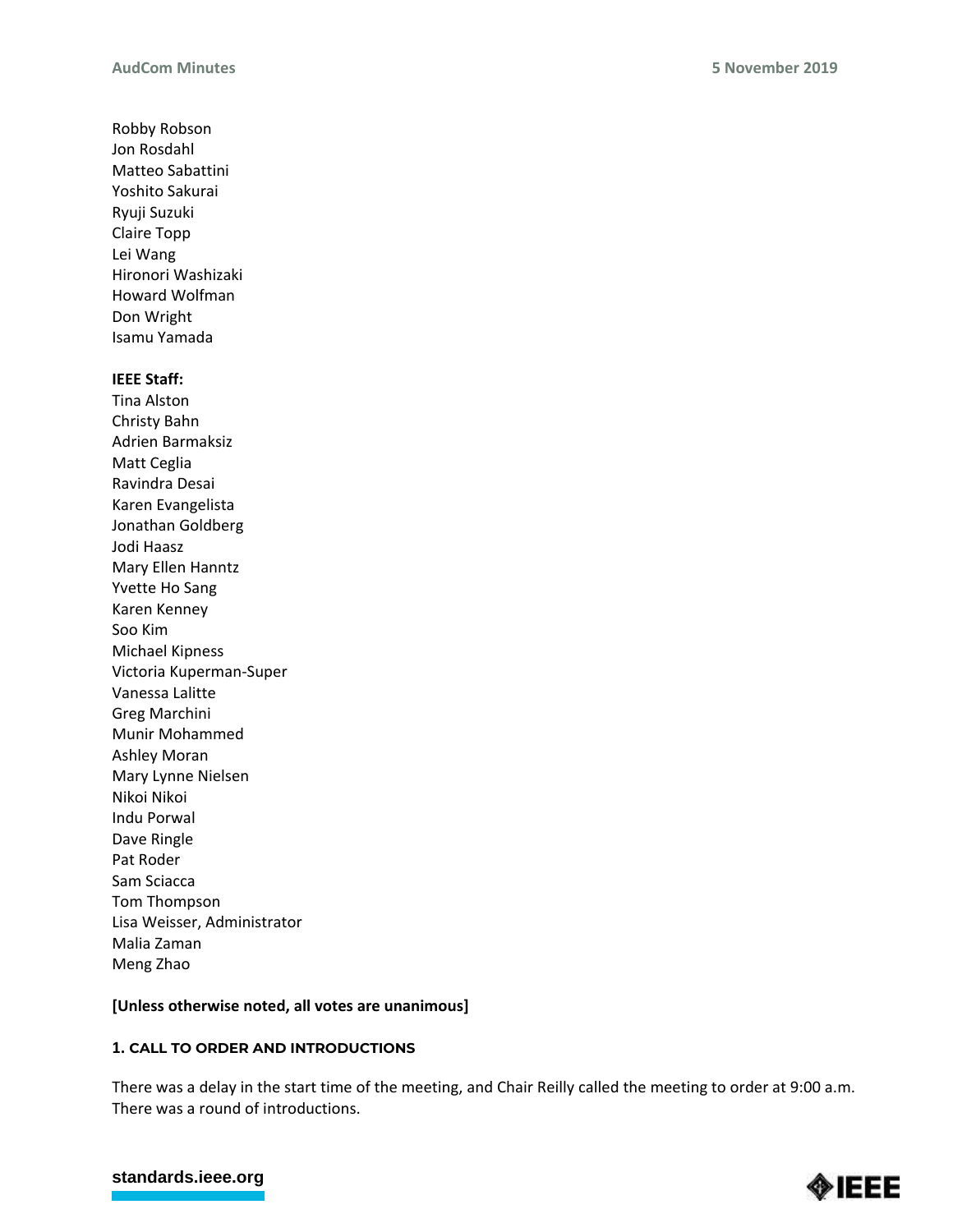Robby Robson
Jon Rosdahl
Matteo Sabattini
Yoshito Sakurai
Ryuji Suzuki
Claire Topp
Lei Wang
Hironori Washizaki
Howard Wolfman
Don Wright
Isamu Yamada

**IEEE Staff:**
Tina Alston
Christy Bahn
Adrien Barmaksiz
Matt Ceglia
Ravindra Desai
Karen Evangelista
Jonathan Goldberg
Jodi Haasz
Mary Ellen Hanntz
Yvette Ho Sang
Karen Kenney
Soo Kim
Michael Kipness
Victoria Kuperman-Super
Vanessa Lalitte
Greg Marchini
Munir Mohammed
Ashley Moran
Mary Lynne Nielsen
Nikoi Nikoi
Indu Porwal
Dave Ringle
Pat Roder
Sam Sciacca
Tom Thompson
Lisa Weisser, Administrator
Malia Zaman
Meng Zhao

**[Unless otherwise noted, all votes are unanimous]**

## 1. CALL TO ORDER AND INTRODUCTIONS

There was a delay in the start time of the meeting, and Chair Reilly called the meeting to order at 9:00 a.m. There was a round of introductions.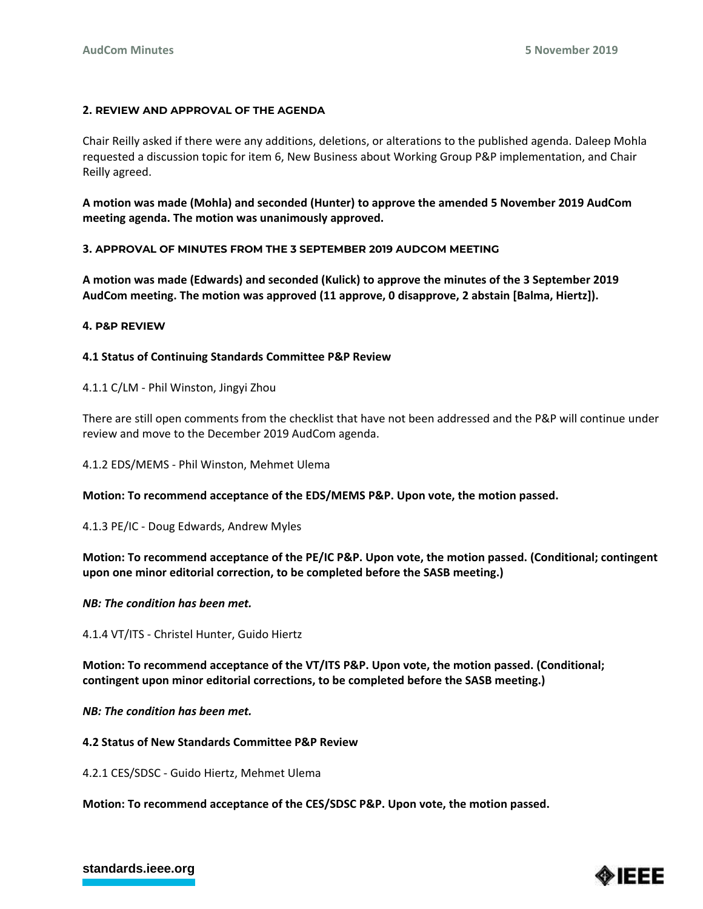### 2. REVIEW AND APPROVAL OF THE AGENDA

Chair Reilly asked if there were any additions, deletions, or alterations to the published agenda. Daleep Mohla requested a discussion topic for item 6, New Business about Working Group P&P implementation, and Chair Reilly agreed.

**A motion was made (Mohla) and seconded (Hunter) to approve the amended 5 November 2019 AudCom meeting agenda. The motion was unanimously approved.**

### 3. APPROVAL OF MINUTES FROM THE 3 SEPTEMBER 2019 AUDCOM MEETING

**A motion was made (Edwards) and seconded (Kulick) to approve the minutes of the 3 September 2019 AudCom meeting. The motion was approved (11 approve, 0 disapprove, 2 abstain [Balma, Hiertz]).**

### 4. P&P REVIEW

#### 4.1 Status of Continuing Standards Committee P&P Review

4.1.1 C/LM - Phil Winston, Jingyi Zhou

There are still open comments from the checklist that have not been addressed and the P&P will continue under review and move to the December 2019 AudCom agenda.

4.1.2 EDS/MEMS - Phil Winston, Mehmet Ulema

**Motion: To recommend acceptance of the EDS/MEMS P&P. Upon vote, the motion passed.**

4.1.3 PE/IC - Doug Edwards, Andrew Myles

**Motion: To recommend acceptance of the PE/IC P&P. Upon vote, the motion passed. (Conditional; contingent upon one minor editorial correction, to be completed before the SASB meeting.)**

***NB: The condition has been met.***

4.1.4 VT/ITS - Christel Hunter, Guido Hiertz

**Motion: To recommend acceptance of the VT/ITS P&P. Upon vote, the motion passed. (Conditional; contingent upon minor editorial corrections, to be completed before the SASB meeting.)**

***NB: The condition has been met.***

#### 4.2 Status of New Standards Committee P&P Review

4.2.1 CES/SDSC - Guido Hiertz, Mehmet Ulema

**Motion: To recommend acceptance of the CES/SDSC P&P. Upon vote, the motion passed.**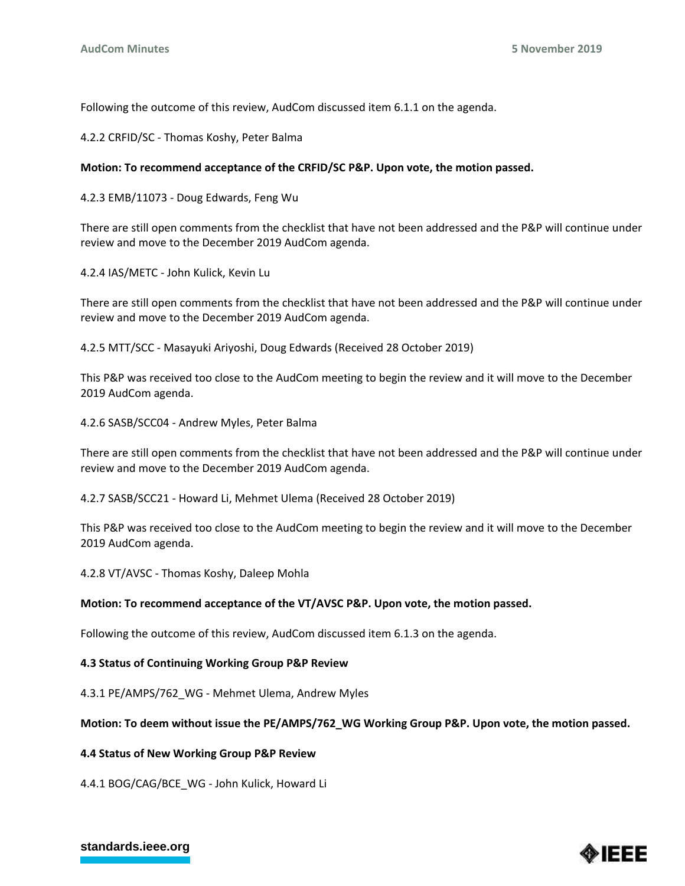Following the outcome of this review, AudCom discussed item 6.1.1 on the agenda.

4.2.2 CRFID/SC - Thomas Koshy, Peter Balma

**Motion: To recommend acceptance of the CRFID/SC P&P. Upon vote, the motion passed.**

4.2.3 EMB/11073 - Doug Edwards, Feng Wu

There are still open comments from the checklist that have not been addressed and the P&P will continue under review and move to the December 2019 AudCom agenda.

4.2.4 IAS/METC - John Kulick, Kevin Lu

There are still open comments from the checklist that have not been addressed and the P&P will continue under review and move to the December 2019 AudCom agenda.

4.2.5 MTT/SCC - Masayuki Ariyoshi, Doug Edwards (Received 28 October 2019)

This P&P was received too close to the AudCom meeting to begin the review and it will move to the December 2019 AudCom agenda.

4.2.6 SASB/SCC04 - Andrew Myles, Peter Balma

There are still open comments from the checklist that have not been addressed and the P&P will continue under review and move to the December 2019 AudCom agenda.

4.2.7 SASB/SCC21 - Howard Li, Mehmet Ulema (Received 28 October 2019)

This P&P was received too close to the AudCom meeting to begin the review and it will move to the December 2019 AudCom agenda.

4.2.8 VT/AVSC - Thomas Koshy, Daleep Mohla

**Motion: To recommend acceptance of the VT/AVSC P&P. Upon vote, the motion passed.**

Following the outcome of this review, AudCom discussed item 6.1.3 on the agenda.

**4.3 Status of Continuing Working Group P&P Review**

4.3.1 PE/AMPS/762_WG - Mehmet Ulema, Andrew Myles

**Motion: To deem without issue the PE/AMPS/762_WG Working Group P&P. Upon vote, the motion passed.**

**4.4 Status of New Working Group P&P Review**

4.4.1 BOG/CAG/BCE_WG - John Kulick, Howard Li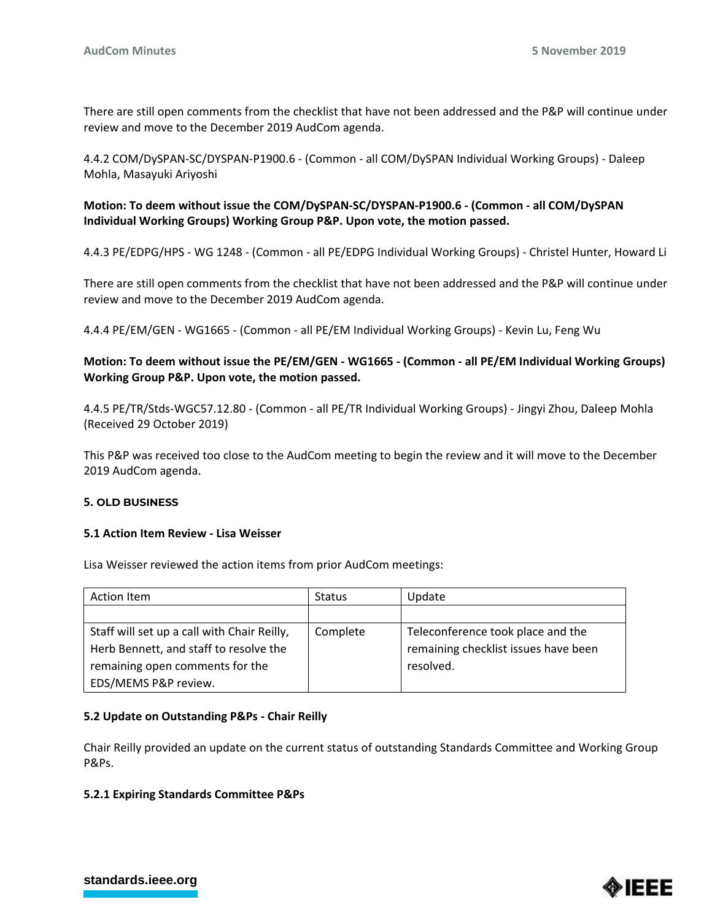There are still open comments from the checklist that have not been addressed and the P&P will continue under review and move to the December 2019 AudCom agenda.

4.4.2 COM/DySPAN-SC/DYSPAN-P1900.6 - (Common - all COM/DySPAN Individual Working Groups) - Daleep Mohla, Masayuki Ariyoshi

**Motion: To deem without issue the COM/DySPAN-SC/DYSPAN-P1900.6 - (Common - all COM/DySPAN Individual Working Groups) Working Group P&P. Upon vote, the motion passed.**

4.4.3 PE/EDPG/HPS - WG 1248 - (Common - all PE/EDPG Individual Working Groups) - Christel Hunter, Howard Li

There are still open comments from the checklist that have not been addressed and the P&P will continue under review and move to the December 2019 AudCom agenda.

4.4.4 PE/EM/GEN - WG1665 - (Common - all PE/EM Individual Working Groups) - Kevin Lu, Feng Wu

**Motion: To deem without issue the PE/EM/GEN - WG1665 - (Common - all PE/EM Individual Working Groups) Working Group P&P. Upon vote, the motion passed.**

4.4.5 PE/TR/Stds-WGC57.12.80 - (Common - all PE/TR Individual Working Groups) - Jingyi Zhou, Daleep Mohla (Received 29 October 2019)

This P&P was received too close to the AudCom meeting to begin the review and it will move to the December 2019 AudCom agenda.

## 5. OLD BUSINESS

### 5.1 Action Item Review - Lisa Weisser

Lisa Weisser reviewed the action items from prior AudCom meetings:

| Action Item | Status | Update |
|---|---|---|
| | | |
| Staff will set up a call with Chair Reilly, Herb Bennett, and staff to resolve the remaining open comments for the EDS/MEMS P&P review. | Complete | Teleconference took place and the remaining checklist issues have been resolved. |

### 5.2 Update on Outstanding P&Ps - Chair Reilly

Chair Reilly provided an update on the current status of outstanding Standards Committee and Working Group P&Ps.

#### 5.2.1 Expiring Standards Committee P&Ps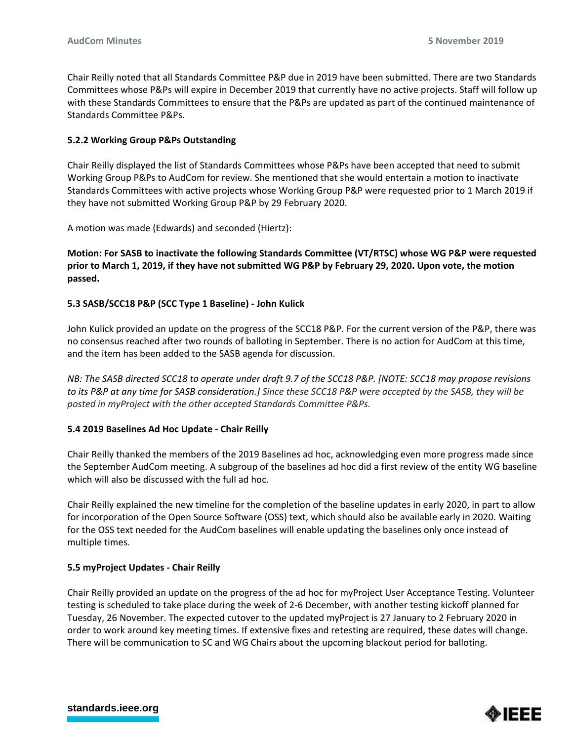Chair Reilly noted that all Standards Committee P&P due in 2019 have been submitted. There are two Standards Committees whose P&Ps will expire in December 2019 that currently have no active projects. Staff will follow up with these Standards Committees to ensure that the P&Ps are updated as part of the continued maintenance of Standards Committee P&Ps.

### 5.2.2 Working Group P&Ps Outstanding

Chair Reilly displayed the list of Standards Committees whose P&Ps have been accepted that need to submit Working Group P&Ps to AudCom for review. She mentioned that she would entertain a motion to inactivate Standards Committees with active projects whose Working Group P&P were requested prior to 1 March 2019 if they have not submitted Working Group P&P by 29 February 2020.

A motion was made (Edwards) and seconded (Hiertz):

**Motion: For SASB to inactivate the following Standards Committee (VT/RTSC) whose WG P&P were requested prior to March 1, 2019, if they have not submitted WG P&P by February 29, 2020. Upon vote, the motion passed.**

### 5.3 SASB/SCC18 P&P (SCC Type 1 Baseline) - John Kulick

John Kulick provided an update on the progress of the SCC18 P&P. For the current version of the P&P, there was no consensus reached after two rounds of balloting in September. There is no action for AudCom at this time, and the item has been added to the SASB agenda for discussion.

*NB: The SASB directed SCC18 to operate under draft 9.7 of the SCC18 P&P. [NOTE: SCC18 may propose revisions to its P&P at any time for SASB consideration.] Since these SCC18 P&P were accepted by the SASB, they will be posted in myProject with the other accepted Standards Committee P&Ps.*

### 5.4 2019 Baselines Ad Hoc Update - Chair Reilly

Chair Reilly thanked the members of the 2019 Baselines ad hoc, acknowledging even more progress made since the September AudCom meeting. A subgroup of the baselines ad hoc did a first review of the entity WG baseline which will also be discussed with the full ad hoc.

Chair Reilly explained the new timeline for the completion of the baseline updates in early 2020, in part to allow for incorporation of the Open Source Software (OSS) text, which should also be available early in 2020. Waiting for the OSS text needed for the AudCom baselines will enable updating the baselines only once instead of multiple times.

### 5.5 myProject Updates - Chair Reilly

Chair Reilly provided an update on the progress of the ad hoc for myProject User Acceptance Testing. Volunteer testing is scheduled to take place during the week of 2-6 December, with another testing kickoff planned for Tuesday, 26 November. The expected cutover to the updated myProject is 27 January to 2 February 2020 in order to work around key meeting times. If extensive fixes and retesting are required, these dates will change. There will be communication to SC and WG Chairs about the upcoming blackout period for balloting.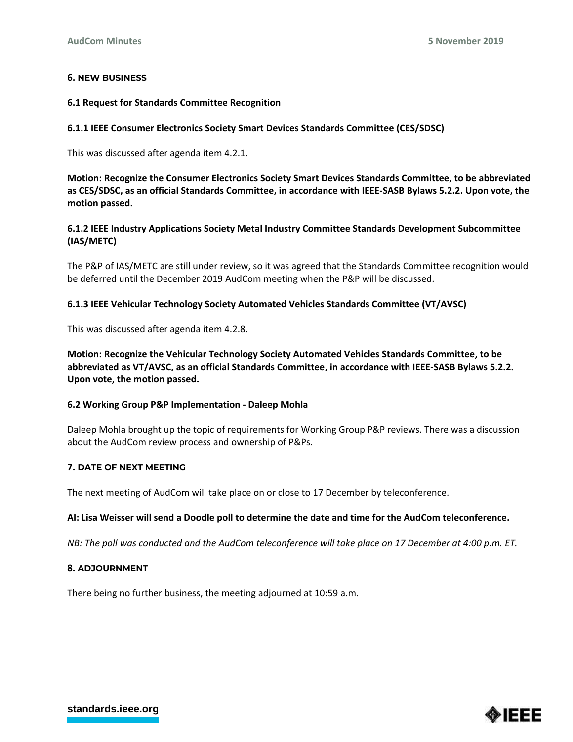## 6. NEW BUSINESS

### 6.1 Request for Standards Committee Recognition

#### 6.1.1 IEEE Consumer Electronics Society Smart Devices Standards Committee (CES/SDSC)

This was discussed after agenda item 4.2.1.

**Motion: Recognize the Consumer Electronics Society Smart Devices Standards Committee, to be abbreviated as CES/SDSC, as an official Standards Committee, in accordance with IEEE-SASB Bylaws 5.2.2. Upon vote, the motion passed.**

#### 6.1.2 IEEE Industry Applications Society Metal Industry Committee Standards Development Subcommittee (IAS/METC)

The P&P of IAS/METC are still under review, so it was agreed that the Standards Committee recognition would be deferred until the December 2019 AudCom meeting when the P&P will be discussed.

#### 6.1.3 IEEE Vehicular Technology Society Automated Vehicles Standards Committee (VT/AVSC)

This was discussed after agenda item 4.2.8.

**Motion: Recognize the Vehicular Technology Society Automated Vehicles Standards Committee, to be abbreviated as VT/AVSC, as an official Standards Committee, in accordance with IEEE-SASB Bylaws 5.2.2. Upon vote, the motion passed.**

### 6.2 Working Group P&P Implementation - Daleep Mohla

Daleep Mohla brought up the topic of requirements for Working Group P&P reviews. There was a discussion about the AudCom review process and ownership of P&Ps.

## 7. DATE OF NEXT MEETING

The next meeting of AudCom will take place on or close to 17 December by teleconference.

**AI: Lisa Weisser will send a Doodle poll to determine the date and time for the AudCom teleconference.**

*NB: The poll was conducted and the AudCom teleconference will take place on 17 December at 4:00 p.m. ET.*

## 8. ADJOURNMENT

There being no further business, the meeting adjourned at 10:59 a.m.